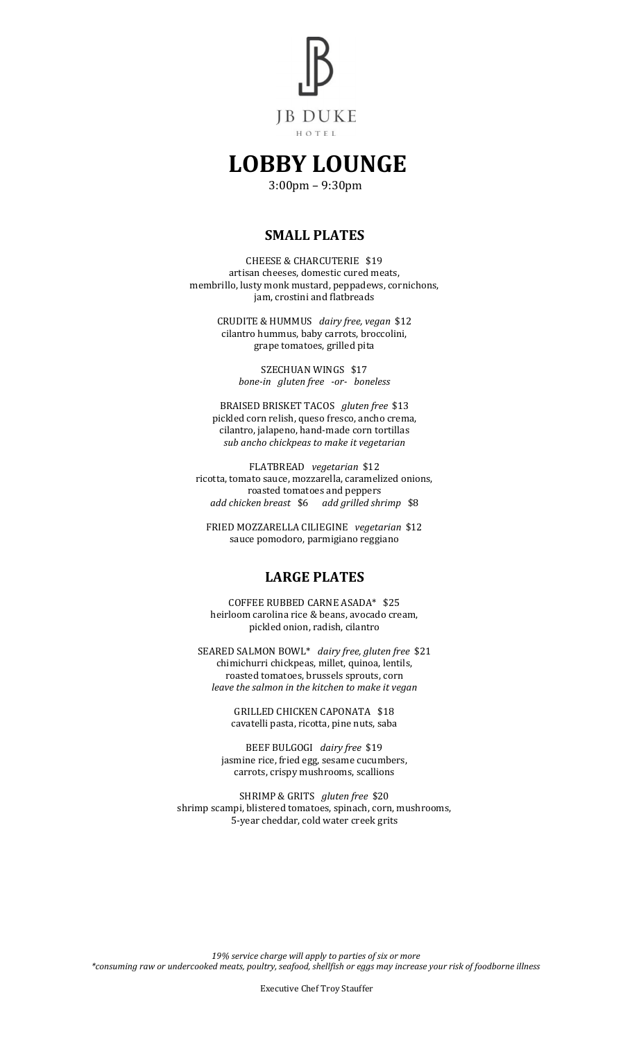JB DUKE

HOTEL

# LOBBY LOUNGE

3:00pm – 9:30pm

## SMALL PLATES

CHEESE & CHARCUTERIE $19
artisan cheeses, domestic cured meats,
membrillo, lusty monk mustard, peppadews, cornichons,
jam, crostini and flatbreads

CRUDITE & HUMMUS *dairy free, vegan* $12
cilantro hummus, baby carrots, broccolini,
grape tomatoes, grilled pita

SZECHUAN WINGS $17
*bone-in gluten free -or- boneless*

BRAISED BRISKET TACOS *gluten free* $13
pickled corn relish, queso fresco, ancho crema,
cilantro, jalapeno, hand-made corn tortillas
*sub ancho chickpeas to make it vegetarian*

FLATBREAD *vegetarian* $12
ricotta, tomato sauce, mozzarella, caramelized onions,
roasted tomatoes and peppers
*add chicken breast* $6 *add grilled shrimp* $8

FRIED MOZZARELLA CILIEGINE *vegetarian* $12
sauce pomodoro, parmigiano reggiano

## LARGE PLATES

COFFEE RUBBED CARNE ASADA* $25
heirloom carolina rice & beans, avocado cream,
pickled onion, radish, cilantro

SEARED SALMON BOWL* *dairy free, gluten free* $21
chimichurri chickpeas, millet, quinoa, lentils,
roasted tomatoes, brussels sprouts, corn
*leave the salmon in the kitchen to make it vegan*

GRILLED CHICKEN CAPONATA $18
cavatelli pasta, ricotta, pine nuts, saba

BEEF BULGOGI *dairy free* $19
jasmine rice, fried egg, sesame cucumbers,
carrots, crispy mushrooms, scallions

SHRIMP & GRITS *gluten free* $20
shrimp scampi, blistered tomatoes, spinach, corn, mushrooms,
5-year cheddar, cold water creek grits

*19% service charge will apply to parties of six or more*
*\*consuming raw or undercooked meats, poultry, seafood, shellfish or eggs may increase your risk of foodborne illness*

Executive Chef Troy Stauffer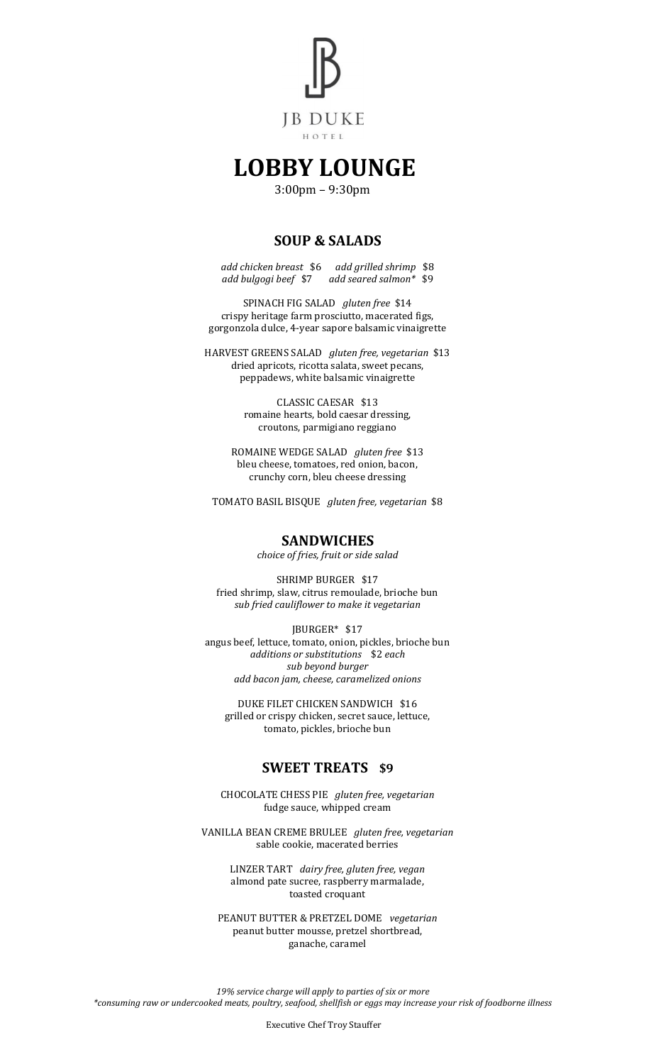JB DUKE

HOTEL

# LOBBY LOUNGE

3:00pm – 9:30pm

## SOUP & SALADS

*add chicken breast* $6 *add grilled shrimp* $8
*add bulgogi beef* $7 *add seared salmon** $9

SPINACH FIG SALAD *gluten free* $14
crispy heritage farm prosciutto, macerated figs, gorgonzola dulce, 4-year sapore balsamic vinaigrette

HARVEST GREENS SALAD *gluten free, vegetarian* $13
dried apricots, ricotta salata, sweet pecans, peppadews, white balsamic vinaigrette

CLASSIC CAESAR $13
romaine hearts, bold caesar dressing, croutons, parmigiano reggiano

ROMAINE WEDGE SALAD *gluten free* $13
bleu cheese, tomatoes, red onion, bacon, crunchy corn, bleu cheese dressing

TOMATO BASIL BISQUE *gluten free, vegetarian* $8

## SANDWICHES

*choice of fries, fruit or side salad*

SHRIMP BURGER $17
fried shrimp, slaw, citrus remoulade, brioche bun
*sub fried cauliflower to make it vegetarian*

JBURGER* $17
angus beef, lettuce, tomato, onion, pickles, brioche bun
*additions or substitutions* $2 *each*
*sub beyond burger*
*add bacon jam, cheese, caramelized onions*

DUKE FILET CHICKEN SANDWICH $16
grilled or crispy chicken, secret sauce, lettuce, tomato, pickles, brioche bun

## SWEET TREATS $9

CHOCOLATE CHESS PIE *gluten free, vegetarian*
fudge sauce, whipped cream

VANILLA BEAN CREME BRULEE *gluten free, vegetarian*
sable cookie, macerated berries

LINZER TART *dairy free, gluten free, vegan*
almond pate sucree, raspberry marmalade, toasted croquant

PEANUT BUTTER & PRETZEL DOME *vegetarian*
peanut butter mousse, pretzel shortbread, ganache, caramel

*19% service charge will apply to parties of six or more*
**consuming raw or undercooked meats, poultry, seafood, shellfish or eggs may increase your risk of foodborne illness*

Executive Chef Troy Stauffer